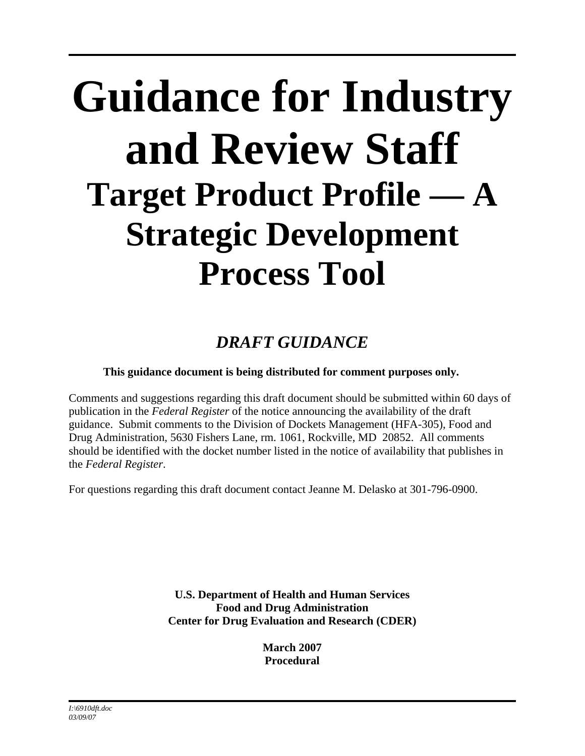# Guidance for Industry and Review Staff

## Target Product Profile — A Strategic Development Process Tool

### *DRAFT GUIDANCE*

**This guidance document is being distributed for comment purposes only.**

Comments and suggestions regarding this draft document should be submitted within 60 days of publication in the *Federal Register* of the notice announcing the availability of the draft guidance. Submit comments to the Division of Dockets Management (HFA-305), Food and Drug Administration, 5630 Fishers Lane, rm. 1061, Rockville, MD 20852. All comments should be identified with the docket number listed in the notice of availability that publishes in the *Federal Register*.

For questions regarding this draft document contact Jeanne M. Delasko at 301-796-0900.

**U.S. Department of Health and Human Services**
**Food and Drug Administration**
**Center for Drug Evaluation and Research (CDER)**

**March 2007**
**Procedural**

*I:\6910dft.doc*
*03/09/07*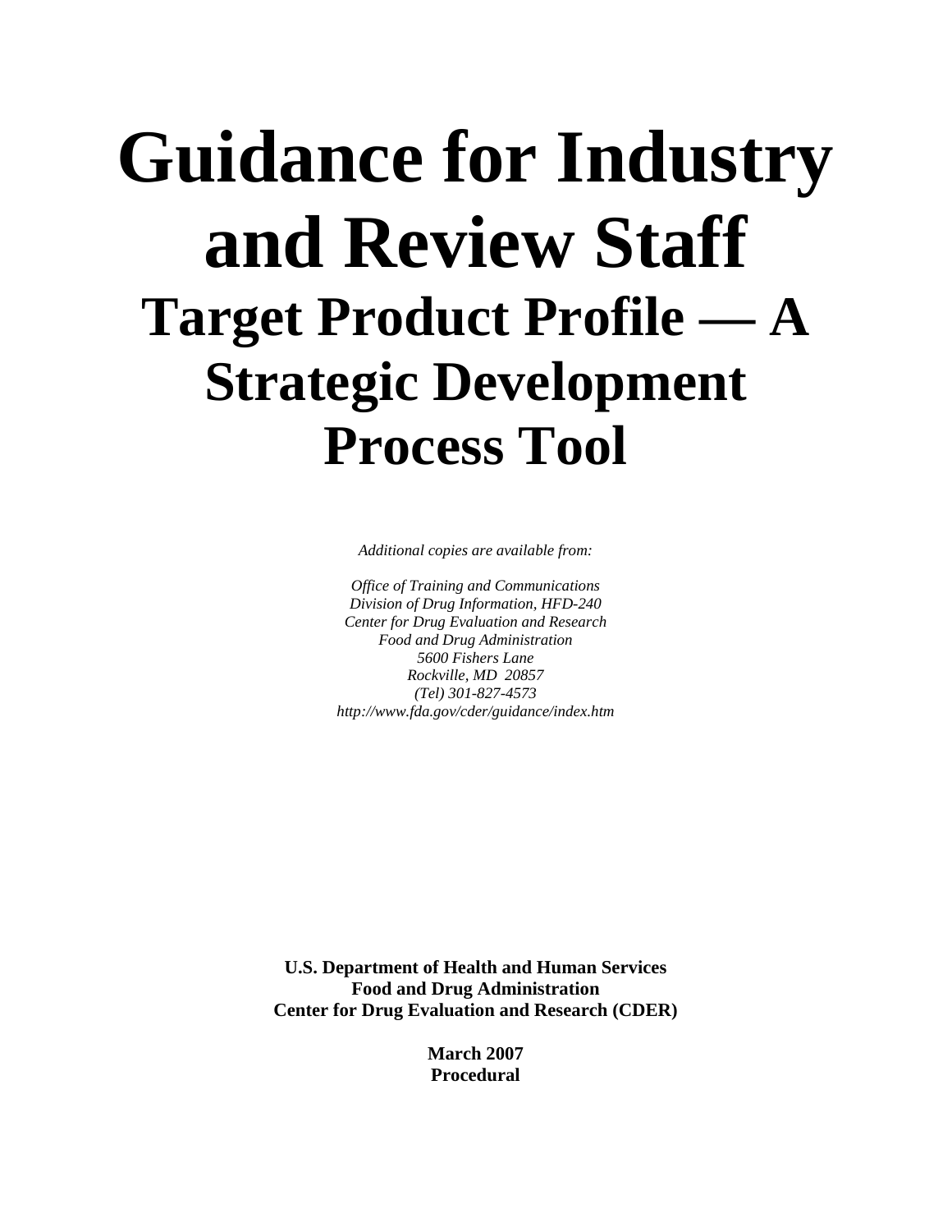# Guidance for Industry and Review Staff

## Target Product Profile — A Strategic Development Process Tool

*Additional copies are available from:*

*Office of Training and Communications*
*Division of Drug Information, HFD-240*
*Center for Drug Evaluation and Research*
*Food and Drug Administration*
*5600 Fishers Lane*
*Rockville, MD 20857*
*(Tel) 301-827-4573*
*http://www.fda.gov/cder/guidance/index.htm*

**U.S. Department of Health and Human Services**
**Food and Drug Administration**
**Center for Drug Evaluation and Research (CDER)**

**March 2007**
**Procedural**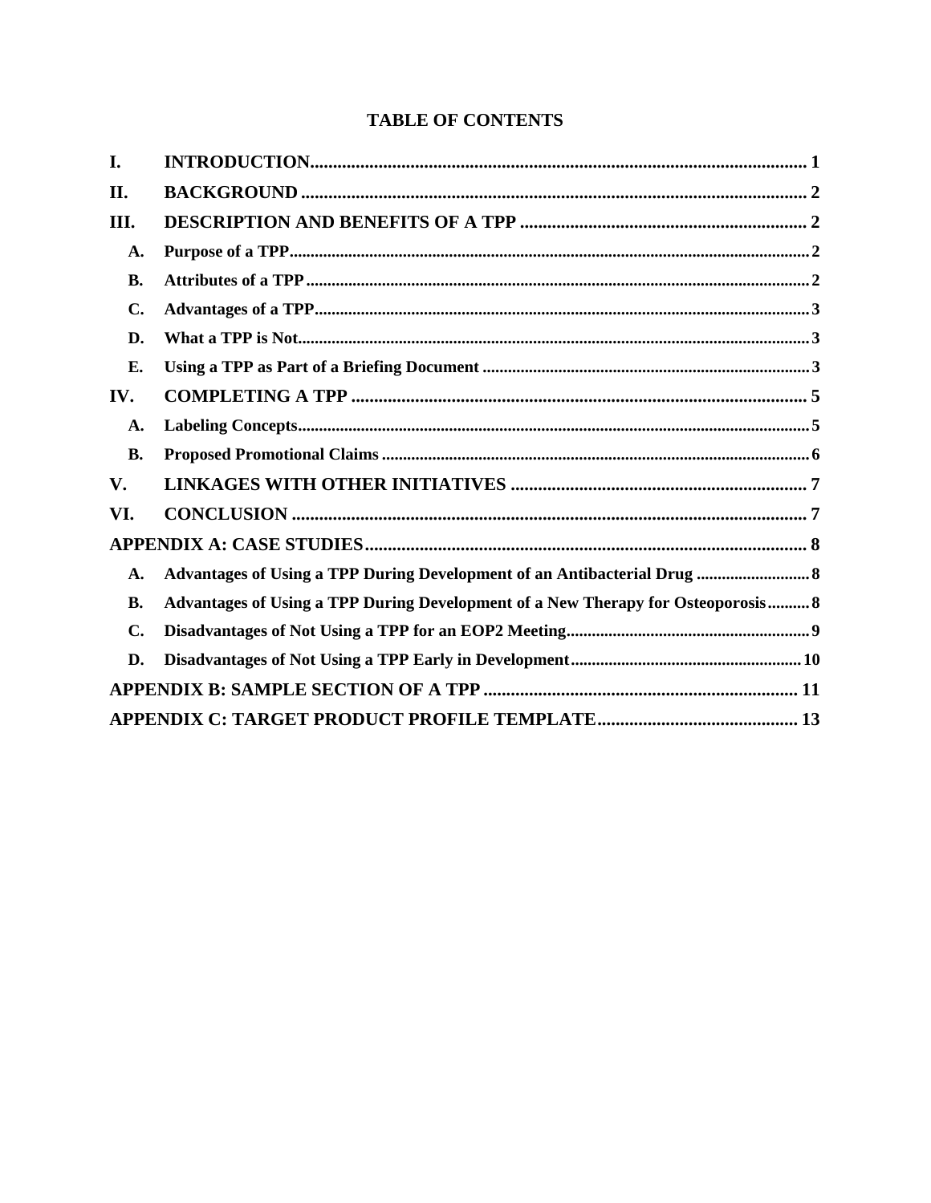# TABLE OF CONTENTS

**I. INTRODUCTION** .......... 1

**II. BACKGROUND** .......... 2

**III. DESCRIPTION AND BENEFITS OF A TPP** .......... 2

- **A. Purpose of a TPP** .......... 2
- **B. Attributes of a TPP** .......... 2
- **C. Advantages of a TPP** .......... 3
- **D. What a TPP is Not** .......... 3
- **E. Using a TPP as Part of a Briefing Document** .......... 3

**IV. COMPLETING A TPP** .......... 5

- **A. Labeling Concepts** .......... 5
- **B. Proposed Promotional Claims** .......... 6

**V. LINKAGES WITH OTHER INITIATIVES** .......... 7

**VI. CONCLUSION** .......... 7

**APPENDIX A: CASE STUDIES** .......... 8

- **A. Advantages of Using a TPP During Development of an Antibacterial Drug** .......... 8
- **B. Advantages of Using a TPP During Development of a New Therapy for Osteoporosis** .......... 8
- **C. Disadvantages of Not Using a TPP for an EOP2 Meeting** .......... 9
- **D. Disadvantages of Not Using a TPP Early in Development** .......... 10

**APPENDIX B: SAMPLE SECTION OF A TPP** .......... 11

**APPENDIX C: TARGET PRODUCT PROFILE TEMPLATE** .......... 13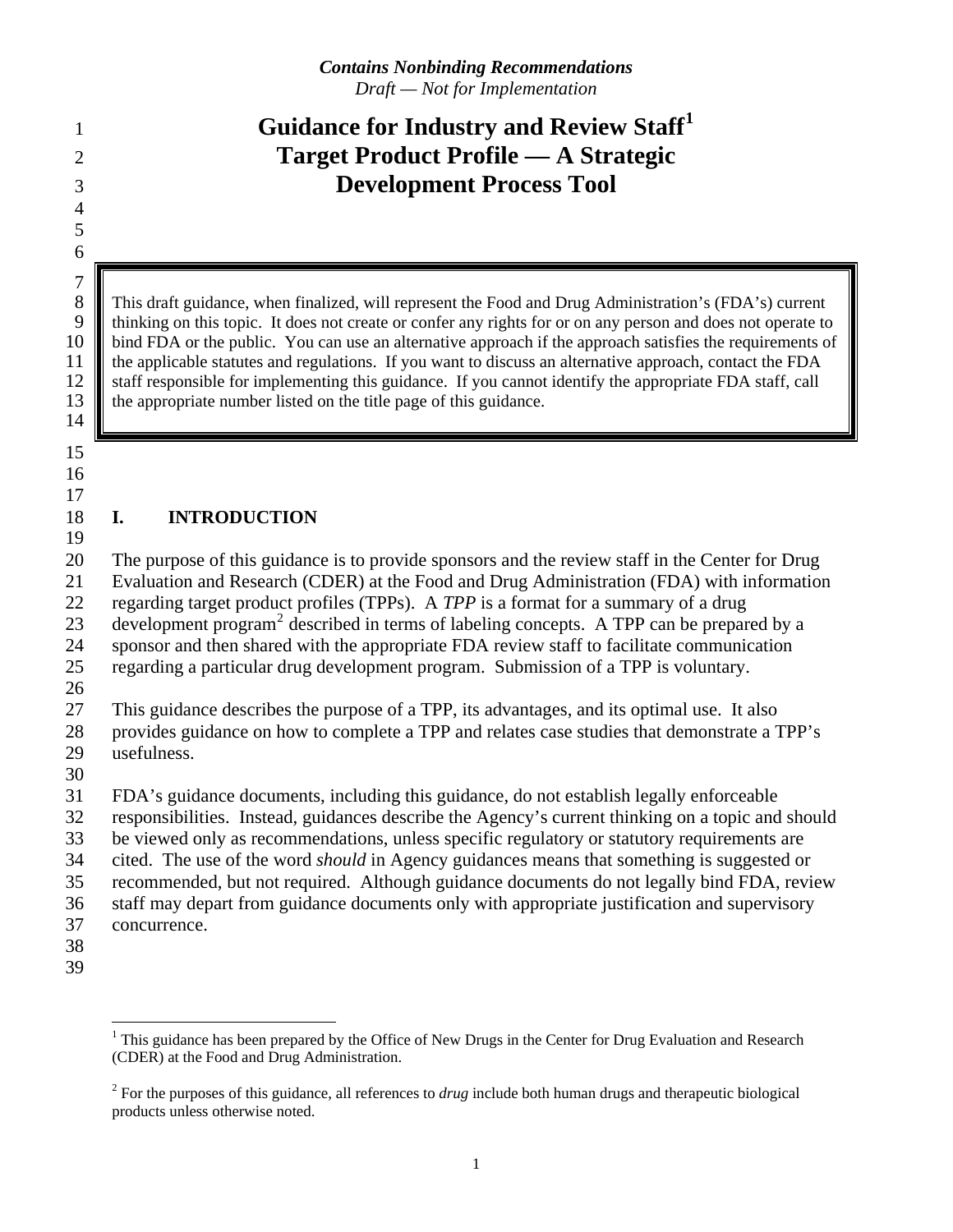*Contains Nonbinding Recommendations*
*Draft — Not for Implementation*

# Guidance for Industry and Review Staff[1] Target Product Profile — A Strategic Development Process Tool

This draft guidance, when finalized, will represent the Food and Drug Administration's (FDA's) current thinking on this topic. It does not create or confer any rights for or on any person and does not operate to bind FDA or the public. You can use an alternative approach if the approach satisfies the requirements of the applicable statutes and regulations. If you want to discuss an alternative approach, contact the FDA staff responsible for implementing this guidance. If you cannot identify the appropriate FDA staff, call the appropriate number listed on the title page of this guidance.

## I. INTRODUCTION

The purpose of this guidance is to provide sponsors and the review staff in the Center for Drug Evaluation and Research (CDER) at the Food and Drug Administration (FDA) with information regarding target product profiles (TPPs). A *TPP* is a format for a summary of a drug development program[2] described in terms of labeling concepts. A TPP can be prepared by a sponsor and then shared with the appropriate FDA review staff to facilitate communication regarding a particular drug development program. Submission of a TPP is voluntary.

This guidance describes the purpose of a TPP, its advantages, and its optimal use. It also provides guidance on how to complete a TPP and relates case studies that demonstrate a TPP's usefulness.

FDA's guidance documents, including this guidance, do not establish legally enforceable responsibilities. Instead, guidances describe the Agency's current thinking on a topic and should be viewed only as recommendations, unless specific regulatory or statutory requirements are cited. The use of the word *should* in Agency guidances means that something is suggested or recommended, but not required. Although guidance documents do not legally bind FDA, review staff may depart from guidance documents only with appropriate justification and supervisory concurrence.

---

[1] This guidance has been prepared by the Office of New Drugs in the Center for Drug Evaluation and Research (CDER) at the Food and Drug Administration.

[2] For the purposes of this guidance, all references to *drug* include both human drugs and therapeutic biological products unless otherwise noted.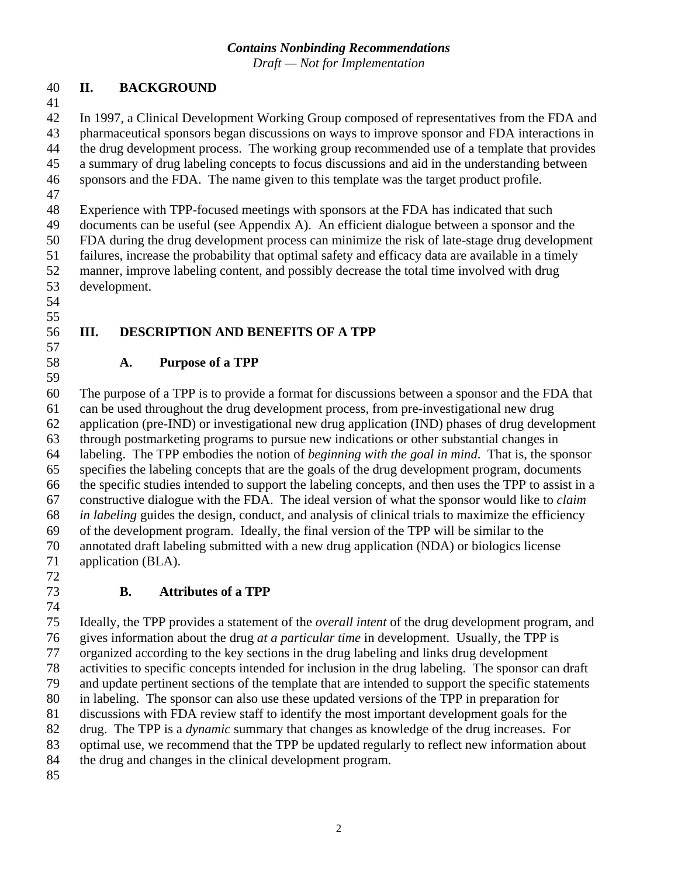## II. BACKGROUND

In 1997, a Clinical Development Working Group composed of representatives from the FDA and pharmaceutical sponsors began discussions on ways to improve sponsor and FDA interactions in the drug development process. The working group recommended use of a template that provides a summary of drug labeling concepts to focus discussions and aid in the understanding between sponsors and the FDA. The name given to this template was the target product profile.

Experience with TPP-focused meetings with sponsors at the FDA has indicated that such documents can be useful (see Appendix A). An efficient dialogue between a sponsor and the FDA during the drug development process can minimize the risk of late-stage drug development failures, increase the probability that optimal safety and efficacy data are available in a timely manner, improve labeling content, and possibly decrease the total time involved with drug development.

## III. DESCRIPTION AND BENEFITS OF A TPP

### A. Purpose of a TPP

The purpose of a TPP is to provide a format for discussions between a sponsor and the FDA that can be used throughout the drug development process, from pre-investigational new drug application (pre-IND) or investigational new drug application (IND) phases of drug development through postmarketing programs to pursue new indications or other substantial changes in labeling. The TPP embodies the notion of *beginning with the goal in mind*. That is, the sponsor specifies the labeling concepts that are the goals of the drug development program, documents the specific studies intended to support the labeling concepts, and then uses the TPP to assist in a constructive dialogue with the FDA. The ideal version of what the sponsor would like to *claim in labeling* guides the design, conduct, and analysis of clinical trials to maximize the efficiency of the development program. Ideally, the final version of the TPP will be similar to the annotated draft labeling submitted with a new drug application (NDA) or biologics license application (BLA).

### B. Attributes of a TPP

Ideally, the TPP provides a statement of the *overall intent* of the drug development program, and gives information about the drug *at a particular time* in development. Usually, the TPP is organized according to the key sections in the drug labeling and links drug development activities to specific concepts intended for inclusion in the drug labeling. The sponsor can draft and update pertinent sections of the template that are intended to support the specific statements in labeling. The sponsor can also use these updated versions of the TPP in preparation for discussions with FDA review staff to identify the most important development goals for the drug. The TPP is a *dynamic* summary that changes as knowledge of the drug increases. For optimal use, we recommend that the TPP be updated regularly to reflect new information about the drug and changes in the clinical development program.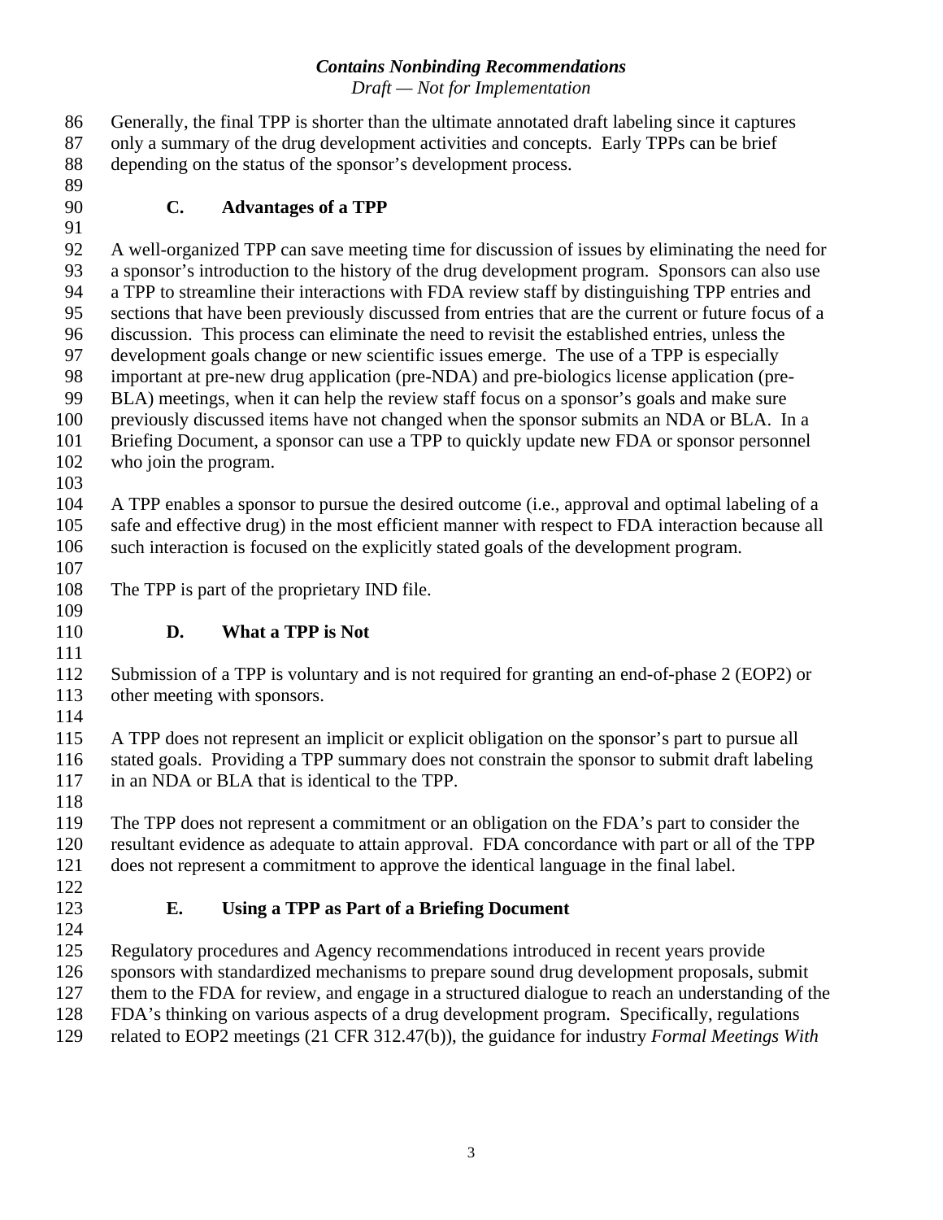Generally, the final TPP is shorter than the ultimate annotated draft labeling since it captures only a summary of the drug development activities and concepts. Early TPPs can be brief depending on the status of the sponsor's development process.

### C. Advantages of a TPP

A well-organized TPP can save meeting time for discussion of issues by eliminating the need for a sponsor's introduction to the history of the drug development program. Sponsors can also use a TPP to streamline their interactions with FDA review staff by distinguishing TPP entries and sections that have been previously discussed from entries that are the current or future focus of a discussion. This process can eliminate the need to revisit the established entries, unless the development goals change or new scientific issues emerge. The use of a TPP is especially important at pre-new drug application (pre-NDA) and pre-biologics license application (pre-BLA) meetings, when it can help the review staff focus on a sponsor's goals and make sure previously discussed items have not changed when the sponsor submits an NDA or BLA. In a Briefing Document, a sponsor can use a TPP to quickly update new FDA or sponsor personnel who join the program.

A TPP enables a sponsor to pursue the desired outcome (i.e., approval and optimal labeling of a safe and effective drug) in the most efficient manner with respect to FDA interaction because all such interaction is focused on the explicitly stated goals of the development program.

The TPP is part of the proprietary IND file.

### D. What a TPP is Not

Submission of a TPP is voluntary and is not required for granting an end-of-phase 2 (EOP2) or other meeting with sponsors.

A TPP does not represent an implicit or explicit obligation on the sponsor's part to pursue all stated goals. Providing a TPP summary does not constrain the sponsor to submit draft labeling in an NDA or BLA that is identical to the TPP.

The TPP does not represent a commitment or an obligation on the FDA's part to consider the resultant evidence as adequate to attain approval. FDA concordance with part or all of the TPP does not represent a commitment to approve the identical language in the final label.

### E. Using a TPP as Part of a Briefing Document

Regulatory procedures and Agency recommendations introduced in recent years provide sponsors with standardized mechanisms to prepare sound drug development proposals, submit them to the FDA for review, and engage in a structured dialogue to reach an understanding of the FDA's thinking on various aspects of a drug development program. Specifically, regulations related to EOP2 meetings (21 CFR 312.47(b)), the guidance for industry *Formal Meetings With*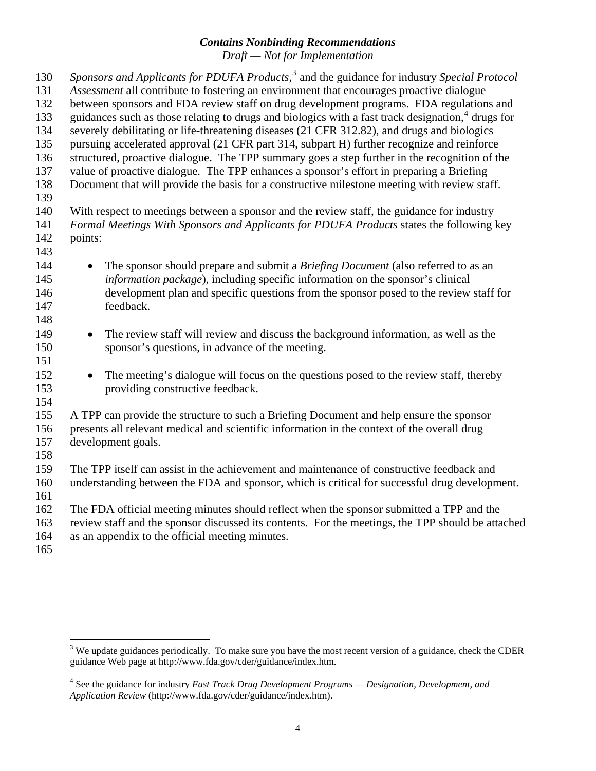*Sponsors and Applicants for PDUFA Products*,[3] and the guidance for industry *Special Protocol Assessment* all contribute to fostering an environment that encourages proactive dialogue between sponsors and FDA review staff on drug development programs. FDA regulations and guidances such as those relating to drugs and biologics with a fast track designation,[4] drugs for severely debilitating or life-threatening diseases (21 CFR 312.82), and drugs and biologics pursuing accelerated approval (21 CFR part 314, subpart H) further recognize and reinforce structured, proactive dialogue. The TPP summary goes a step further in the recognition of the value of proactive dialogue. The TPP enhances a sponsor's effort in preparing a Briefing Document that will provide the basis for a constructive milestone meeting with review staff.

With respect to meetings between a sponsor and the review staff, the guidance for industry *Formal Meetings With Sponsors and Applicants for PDUFA Products* states the following key points:

- The sponsor should prepare and submit a *Briefing Document* (also referred to as an *information package*), including specific information on the sponsor's clinical development plan and specific questions from the sponsor posed to the review staff for feedback.

- The review staff will review and discuss the background information, as well as the sponsor's questions, in advance of the meeting.

- The meeting's dialogue will focus on the questions posed to the review staff, thereby providing constructive feedback.

A TPP can provide the structure to such a Briefing Document and help ensure the sponsor presents all relevant medical and scientific information in the context of the overall drug development goals.

The TPP itself can assist in the achievement and maintenance of constructive feedback and understanding between the FDA and sponsor, which is critical for successful drug development.

The FDA official meeting minutes should reflect when the sponsor submitted a TPP and the review staff and the sponsor discussed its contents. For the meetings, the TPP should be attached as an appendix to the official meeting minutes.

---

[3] We update guidances periodically. To make sure you have the most recent version of a guidance, check the CDER guidance Web page at http://www.fda.gov/cder/guidance/index.htm.

[4] See the guidance for industry *Fast Track Drug Development Programs — Designation, Development, and Application Review* (http://www.fda.gov/cder/guidance/index.htm).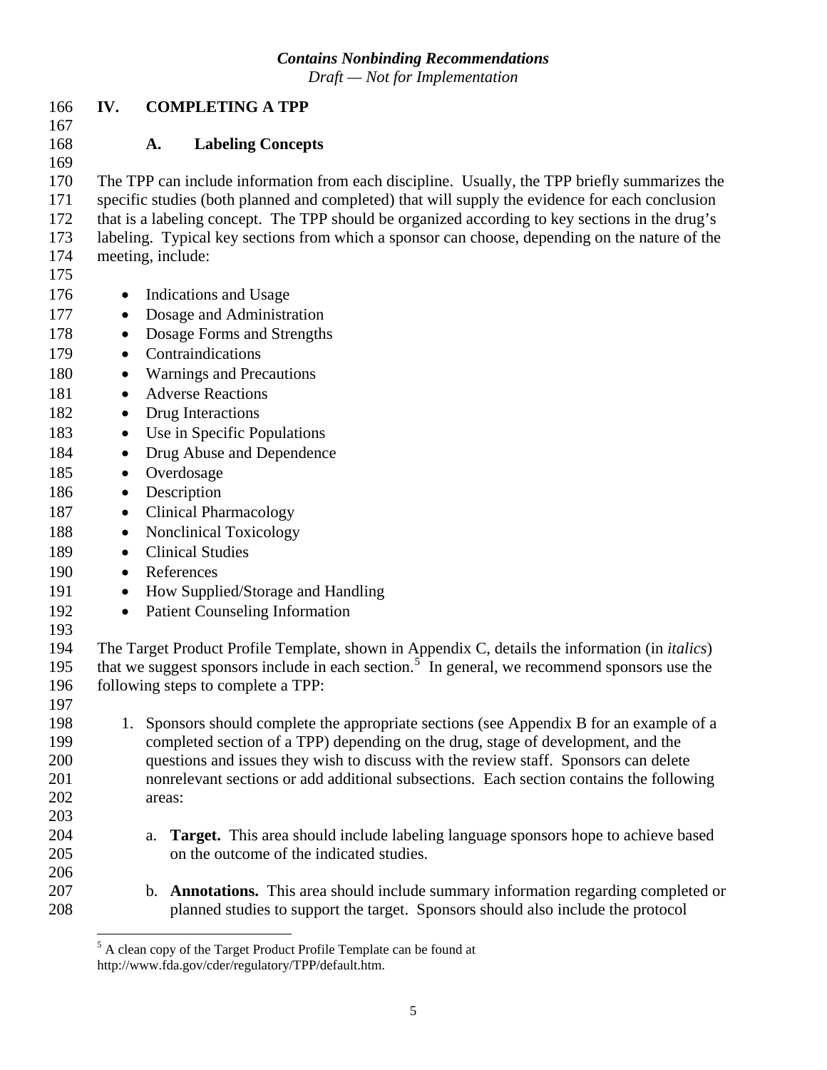## IV. COMPLETING A TPP

### A. Labeling Concepts

The TPP can include information from each discipline. Usually, the TPP briefly summarizes the specific studies (both planned and completed) that will supply the evidence for each conclusion that is a labeling concept. The TPP should be organized according to key sections in the drug's labeling. Typical key sections from which a sponsor can choose, depending on the nature of the meeting, include:

- Indications and Usage
- Dosage and Administration
- Dosage Forms and Strengths
- Contraindications
- Warnings and Precautions
- Adverse Reactions
- Drug Interactions
- Use in Specific Populations
- Drug Abuse and Dependence
- Overdosage
- Description
- Clinical Pharmacology
- Nonclinical Toxicology
- Clinical Studies
- References
- How Supplied/Storage and Handling
- Patient Counseling Information

The Target Product Profile Template, shown in Appendix C, details the information (in *italics*) that we suggest sponsors include in each section.[5] In general, we recommend sponsors use the following steps to complete a TPP:

1. Sponsors should complete the appropriate sections (see Appendix B for an example of a completed section of a TPP) depending on the drug, stage of development, and the questions and issues they wish to discuss with the review staff. Sponsors can delete nonrelevant sections or add additional subsections. Each section contains the following areas:

   a. **Target.** This area should include labeling language sponsors hope to achieve based on the outcome of the indicated studies.

   b. **Annotations.** This area should include summary information regarding completed or planned studies to support the target. Sponsors should also include the protocol

[5] A clean copy of the Target Product Profile Template can be found at http://www.fda.gov/cder/regulatory/TPP/default.htm.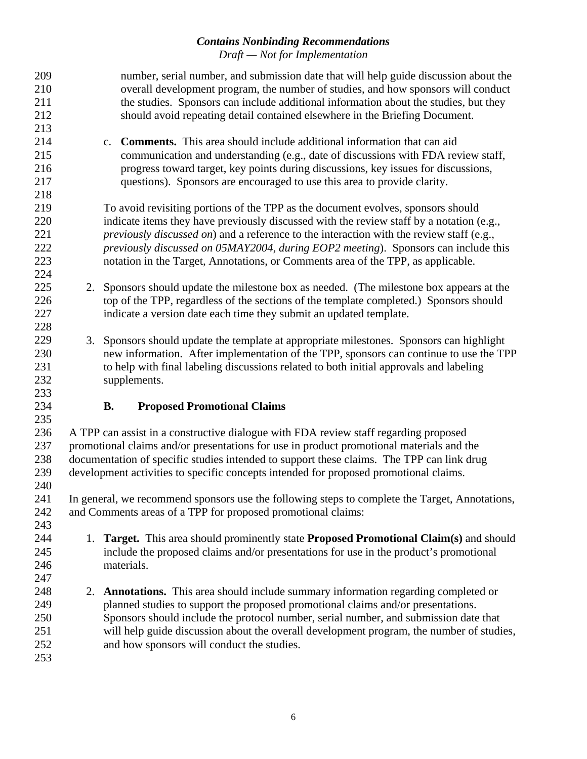number, serial number, and submission date that will help guide discussion about the overall development program, the number of studies, and how sponsors will conduct the studies. Sponsors can include additional information about the studies, but they should avoid repeating detail contained elsewhere in the Briefing Document.

c. **Comments.** This area should include additional information that can aid communication and understanding (e.g., date of discussions with FDA review staff, progress toward target, key points during discussions, key issues for discussions, questions). Sponsors are encouraged to use this area to provide clarity.

To avoid revisiting portions of the TPP as the document evolves, sponsors should indicate items they have previously discussed with the review staff by a notation (e.g., *previously discussed on*) and a reference to the interaction with the review staff (e.g., *previously discussed on 05MAY2004, during EOP2 meeting*). Sponsors can include this notation in the Target, Annotations, or Comments area of the TPP, as applicable.

2. Sponsors should update the milestone box as needed. (The milestone box appears at the top of the TPP, regardless of the sections of the template completed.) Sponsors should indicate a version date each time they submit an updated template.

3. Sponsors should update the template at appropriate milestones. Sponsors can highlight new information. After implementation of the TPP, sponsors can continue to use the TPP to help with final labeling discussions related to both initial approvals and labeling supplements.

### B. Proposed Promotional Claims

A TPP can assist in a constructive dialogue with FDA review staff regarding proposed promotional claims and/or presentations for use in product promotional materials and the documentation of specific studies intended to support these claims. The TPP can link drug development activities to specific concepts intended for proposed promotional claims.

In general, we recommend sponsors use the following steps to complete the Target, Annotations, and Comments areas of a TPP for proposed promotional claims:

1. **Target.** This area should prominently state **Proposed Promotional Claim(s)** and should include the proposed claims and/or presentations for use in the product's promotional materials.

2. **Annotations.** This area should include summary information regarding completed or planned studies to support the proposed promotional claims and/or presentations. Sponsors should include the protocol number, serial number, and submission date that will help guide discussion about the overall development program, the number of studies, and how sponsors will conduct the studies.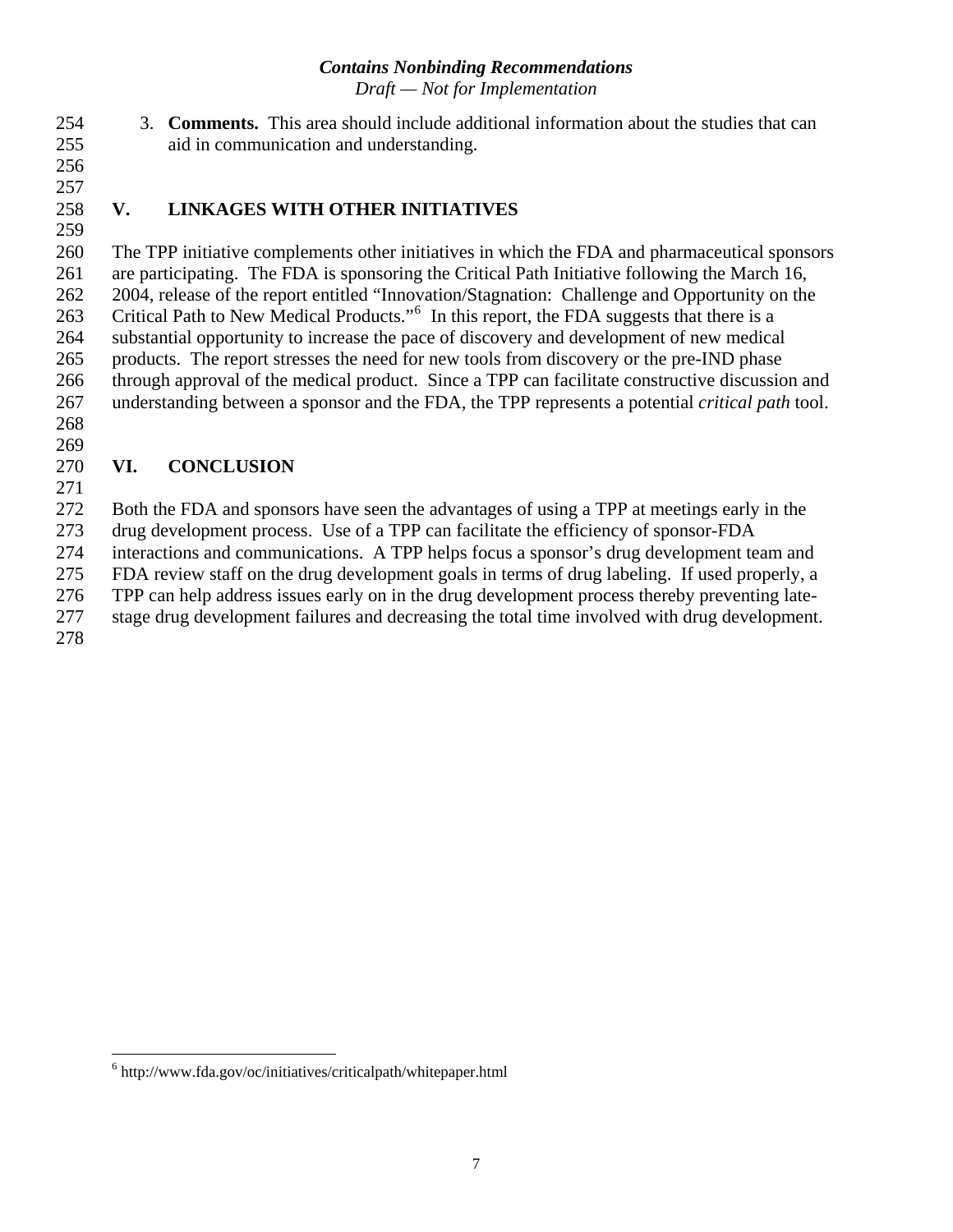3. **Comments.** This area should include additional information about the studies that can aid in communication and understanding.

## V. LINKAGES WITH OTHER INITIATIVES

The TPP initiative complements other initiatives in which the FDA and pharmaceutical sponsors are participating. The FDA is sponsoring the Critical Path Initiative following the March 16, 2004, release of the report entitled "Innovation/Stagnation: Challenge and Opportunity on the Critical Path to New Medical Products."[6] In this report, the FDA suggests that there is a substantial opportunity to increase the pace of discovery and development of new medical products. The report stresses the need for new tools from discovery or the pre-IND phase through approval of the medical product. Since a TPP can facilitate constructive discussion and understanding between a sponsor and the FDA, the TPP represents a potential *critical path* tool.

## VI. CONCLUSION

Both the FDA and sponsors have seen the advantages of using a TPP at meetings early in the drug development process. Use of a TPP can facilitate the efficiency of sponsor-FDA interactions and communications. A TPP helps focus a sponsor's drug development team and FDA review staff on the drug development goals in terms of drug labeling. If used properly, a TPP can help address issues early on in the drug development process thereby preventing late-stage drug development failures and decreasing the total time involved with drug development.

---

[6] http://www.fda.gov/oc/initiatives/criticalpath/whitepaper.html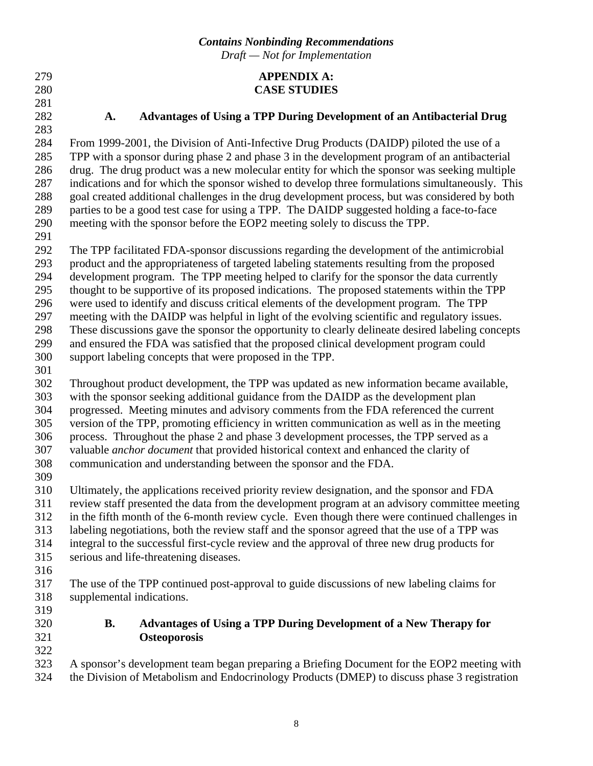## APPENDIX A: CASE STUDIES

### A. Advantages of Using a TPP During Development of an Antibacterial Drug

From 1999-2001, the Division of Anti-Infective Drug Products (DAIDP) piloted the use of a TPP with a sponsor during phase 2 and phase 3 in the development program of an antibacterial drug. The drug product was a new molecular entity for which the sponsor was seeking multiple indications and for which the sponsor wished to develop three formulations simultaneously. This goal created additional challenges in the drug development process, but was considered by both parties to be a good test case for using a TPP. The DAIDP suggested holding a face-to-face meeting with the sponsor before the EOP2 meeting solely to discuss the TPP.

The TPP facilitated FDA-sponsor discussions regarding the development of the antimicrobial product and the appropriateness of targeted labeling statements resulting from the proposed development program. The TPP meeting helped to clarify for the sponsor the data currently thought to be supportive of its proposed indications. The proposed statements within the TPP were used to identify and discuss critical elements of the development program. The TPP meeting with the DAIDP was helpful in light of the evolving scientific and regulatory issues. These discussions gave the sponsor the opportunity to clearly delineate desired labeling concepts and ensured the FDA was satisfied that the proposed clinical development program could support labeling concepts that were proposed in the TPP.

Throughout product development, the TPP was updated as new information became available, with the sponsor seeking additional guidance from the DAIDP as the development plan progressed. Meeting minutes and advisory comments from the FDA referenced the current version of the TPP, promoting efficiency in written communication as well as in the meeting process. Throughout the phase 2 and phase 3 development processes, the TPP served as a valuable *anchor document* that provided historical context and enhanced the clarity of communication and understanding between the sponsor and the FDA.

Ultimately, the applications received priority review designation, and the sponsor and FDA review staff presented the data from the development program at an advisory committee meeting in the fifth month of the 6-month review cycle. Even though there were continued challenges in labeling negotiations, both the review staff and the sponsor agreed that the use of a TPP was integral to the successful first-cycle review and the approval of three new drug products for serious and life-threatening diseases.

The use of the TPP continued post-approval to guide discussions of new labeling claims for supplemental indications.

### B. Advantages of Using a TPP During Development of a New Therapy for Osteoporosis

A sponsor's development team began preparing a Briefing Document for the EOP2 meeting with the Division of Metabolism and Endocrinology Products (DMEP) to discuss phase 3 registration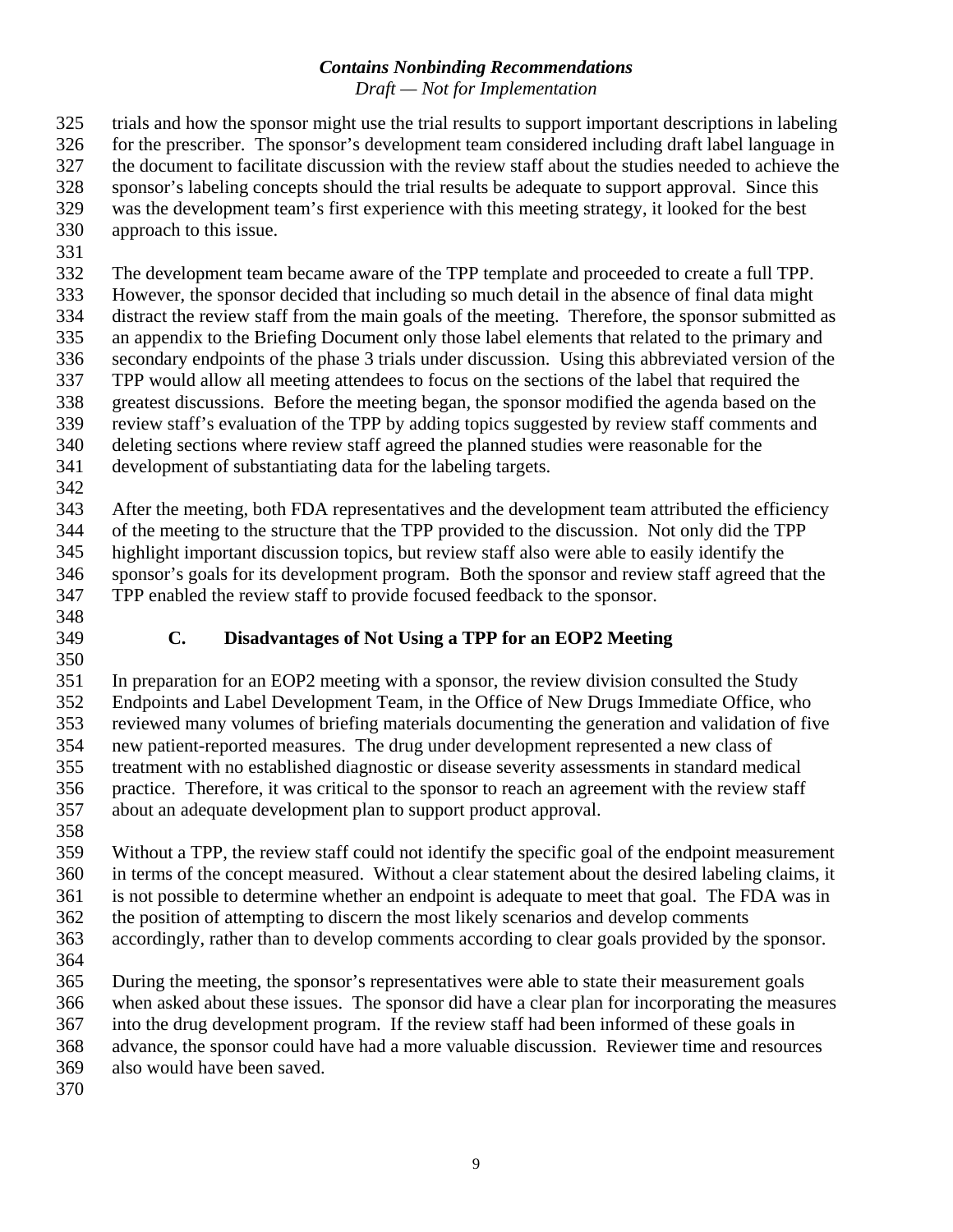trials and how the sponsor might use the trial results to support important descriptions in labeling for the prescriber. The sponsor's development team considered including draft label language in the document to facilitate discussion with the review staff about the studies needed to achieve the sponsor's labeling concepts should the trial results be adequate to support approval. Since this was the development team's first experience with this meeting strategy, it looked for the best approach to this issue.

The development team became aware of the TPP template and proceeded to create a full TPP. However, the sponsor decided that including so much detail in the absence of final data might distract the review staff from the main goals of the meeting. Therefore, the sponsor submitted as an appendix to the Briefing Document only those label elements that related to the primary and secondary endpoints of the phase 3 trials under discussion. Using this abbreviated version of the TPP would allow all meeting attendees to focus on the sections of the label that required the greatest discussions. Before the meeting began, the sponsor modified the agenda based on the review staff's evaluation of the TPP by adding topics suggested by review staff comments and deleting sections where review staff agreed the planned studies were reasonable for the development of substantiating data for the labeling targets.

After the meeting, both FDA representatives and the development team attributed the efficiency of the meeting to the structure that the TPP provided to the discussion. Not only did the TPP highlight important discussion topics, but review staff also were able to easily identify the sponsor's goals for its development program. Both the sponsor and review staff agreed that the TPP enabled the review staff to provide focused feedback to the sponsor.

### C. Disadvantages of Not Using a TPP for an EOP2 Meeting

In preparation for an EOP2 meeting with a sponsor, the review division consulted the Study Endpoints and Label Development Team, in the Office of New Drugs Immediate Office, who reviewed many volumes of briefing materials documenting the generation and validation of five new patient-reported measures. The drug under development represented a new class of treatment with no established diagnostic or disease severity assessments in standard medical practice. Therefore, it was critical to the sponsor to reach an agreement with the review staff about an adequate development plan to support product approval.

Without a TPP, the review staff could not identify the specific goal of the endpoint measurement in terms of the concept measured. Without a clear statement about the desired labeling claims, it is not possible to determine whether an endpoint is adequate to meet that goal. The FDA was in the position of attempting to discern the most likely scenarios and develop comments accordingly, rather than to develop comments according to clear goals provided by the sponsor.

During the meeting, the sponsor's representatives were able to state their measurement goals when asked about these issues. The sponsor did have a clear plan for incorporating the measures into the drug development program. If the review staff had been informed of these goals in advance, the sponsor could have had a more valuable discussion. Reviewer time and resources also would have been saved.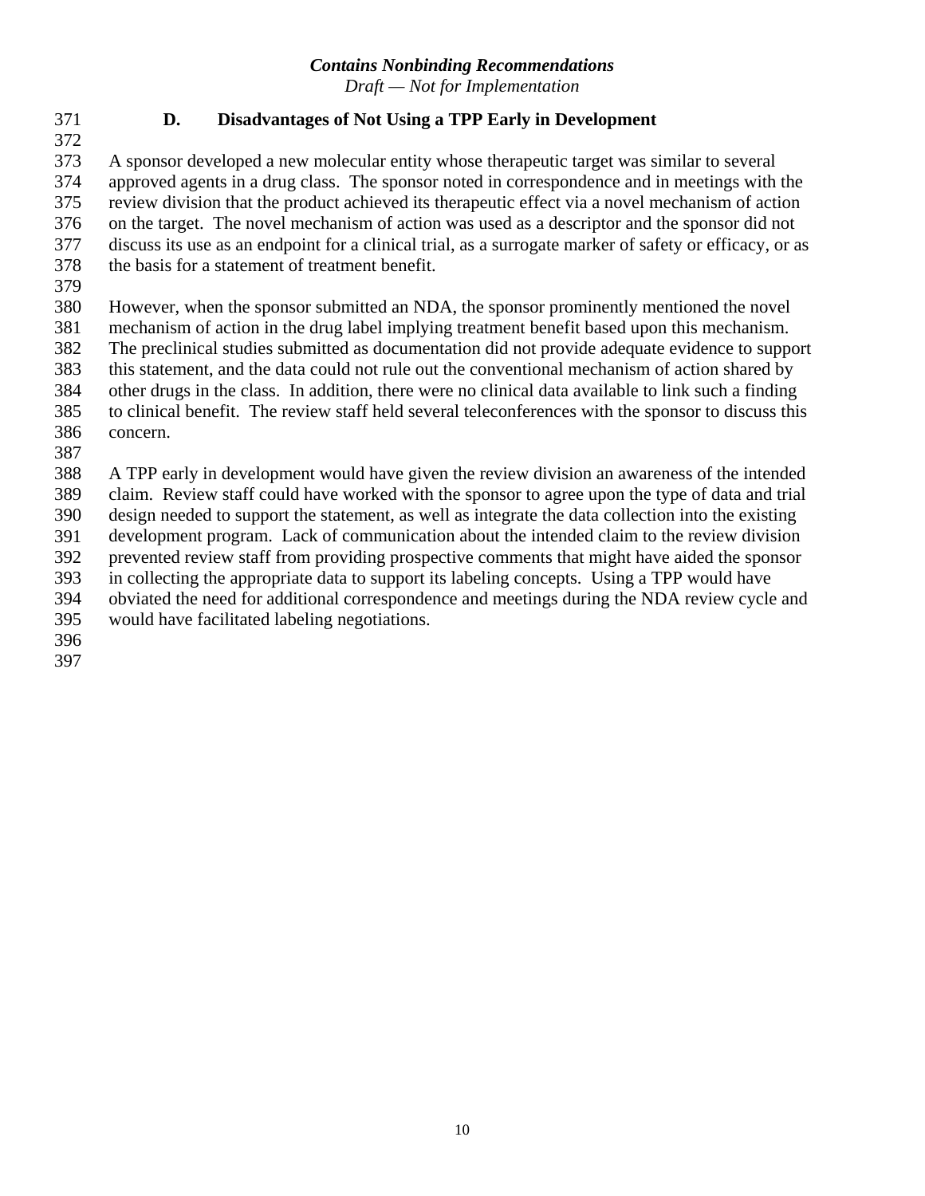### D. Disadvantages of Not Using a TPP Early in Development

A sponsor developed a new molecular entity whose therapeutic target was similar to several approved agents in a drug class. The sponsor noted in correspondence and in meetings with the review division that the product achieved its therapeutic effect via a novel mechanism of action on the target. The novel mechanism of action was used as a descriptor and the sponsor did not discuss its use as an endpoint for a clinical trial, as a surrogate marker of safety or efficacy, or as the basis for a statement of treatment benefit.

However, when the sponsor submitted an NDA, the sponsor prominently mentioned the novel mechanism of action in the drug label implying treatment benefit based upon this mechanism. The preclinical studies submitted as documentation did not provide adequate evidence to support this statement, and the data could not rule out the conventional mechanism of action shared by other drugs in the class. In addition, there were no clinical data available to link such a finding to clinical benefit. The review staff held several teleconferences with the sponsor to discuss this concern.

A TPP early in development would have given the review division an awareness of the intended claim. Review staff could have worked with the sponsor to agree upon the type of data and trial design needed to support the statement, as well as integrate the data collection into the existing development program. Lack of communication about the intended claim to the review division prevented review staff from providing prospective comments that might have aided the sponsor in collecting the appropriate data to support its labeling concepts. Using a TPP would have obviated the need for additional correspondence and meetings during the NDA review cycle and would have facilitated labeling negotiations.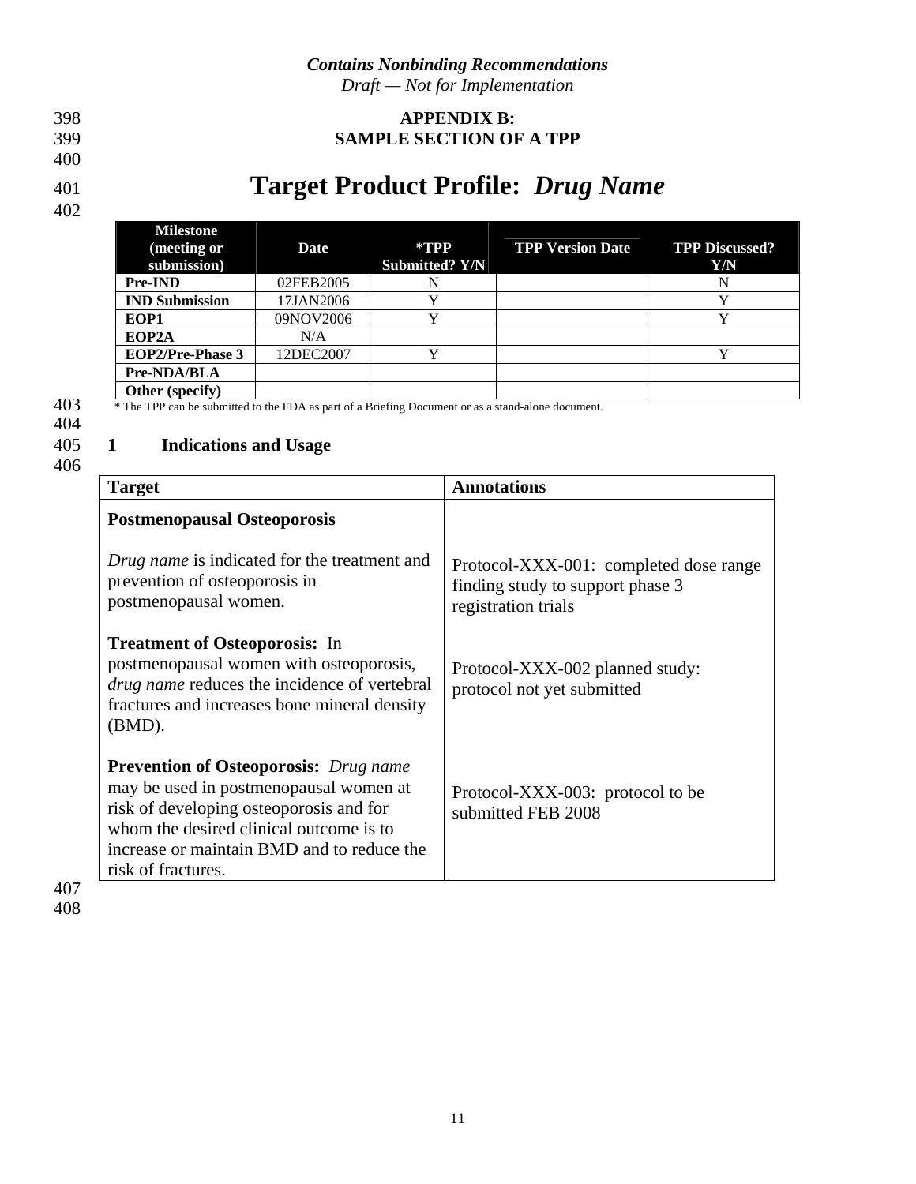**APPENDIX B:**
**SAMPLE SECTION OF A TPP**

# Target Product Profile: *Drug Name*

| Milestone (meeting or submission) | Date | *TPP Submitted? Y/N | TPP Version Date | TPP Discussed? Y/N |
|---|---|---|---|---|
| **Pre-IND** | 02FEB2005 | N | | N |
| **IND Submission** | 17JAN2006 | Y | | Y |
| **EOP1** | 09NOV2006 | Y | | Y |
| **EOP2A** | N/A | | | |
| **EOP2/Pre-Phase 3** | 12DEC2007 | Y | | Y |
| **Pre-NDA/BLA** | | | | |
| **Other (specify)** | | | | |

* The TPP can be submitted to the FDA as part of a Briefing Document or as a stand-alone document.

## 1 Indications and Usage

| Target | Annotations |
|---|---|
| **Postmenopausal Osteoporosis** | |
| *Drug name* is indicated for the treatment and prevention of osteoporosis in postmenopausal women. | Protocol-XXX-001: completed dose range finding study to support phase 3 registration trials |
| **Treatment of Osteoporosis:** In postmenopausal women with osteoporosis, *drug name* reduces the incidence of vertebral fractures and increases bone mineral density (BMD). | Protocol-XXX-002 planned study: protocol not yet submitted |
| **Prevention of Osteoporosis:** *Drug name* may be used in postmenopausal women at risk of developing osteoporosis and for whom the desired clinical outcome is to increase or maintain BMD and to reduce the risk of fractures. | Protocol-XXX-003: protocol to be submitted FEB 2008 |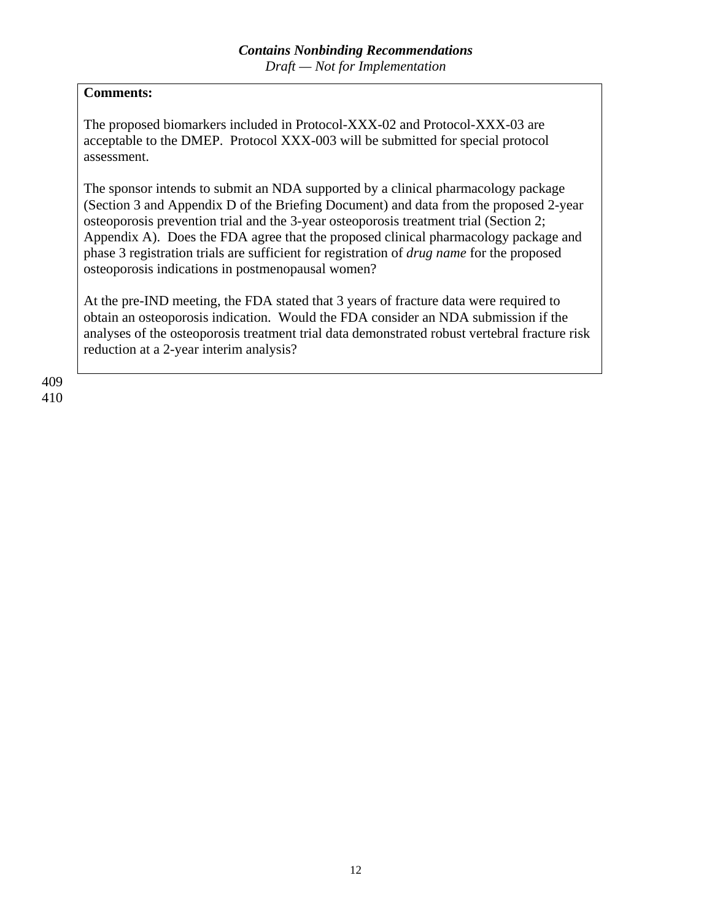**Comments:**

The proposed biomarkers included in Protocol-XXX-02 and Protocol-XXX-03 are acceptable to the DMEP. Protocol XXX-003 will be submitted for special protocol assessment.

The sponsor intends to submit an NDA supported by a clinical pharmacology package (Section 3 and Appendix D of the Briefing Document) and data from the proposed 2-year osteoporosis prevention trial and the 3-year osteoporosis treatment trial (Section 2; Appendix A). Does the FDA agree that the proposed clinical pharmacology package and phase 3 registration trials are sufficient for registration of *drug name* for the proposed osteoporosis indications in postmenopausal women?

At the pre-IND meeting, the FDA stated that 3 years of fracture data were required to obtain an osteoporosis indication. Would the FDA consider an NDA submission if the analyses of the osteoporosis treatment trial data demonstrated robust vertebral fracture risk reduction at a 2-year interim analysis?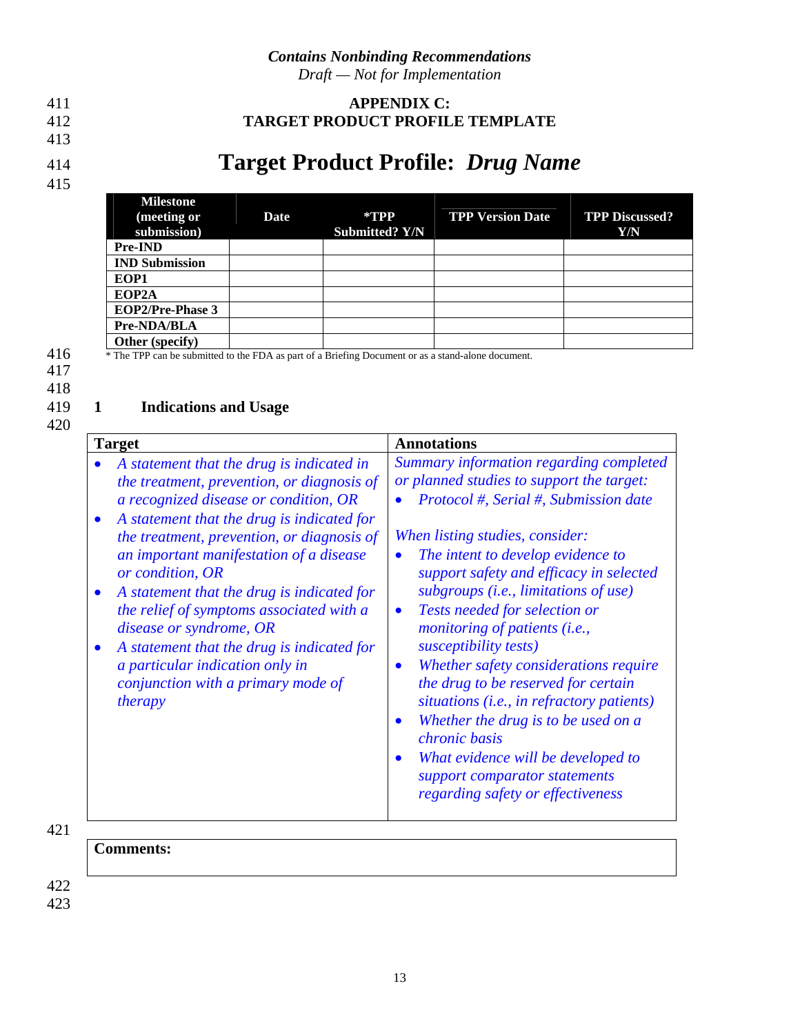# APPENDIX C: TARGET PRODUCT PROFILE TEMPLATE

# Target Product Profile: *Drug Name*

| Milestone (meeting or submission) | Date | *TPP Submitted? Y/N | TPP Version Date | TPP Discussed? Y/N |
|---|---|---|---|---|
| **Pre-IND** | | | | |
| **IND Submission** | | | | |
| **EOP1** | | | | |
| **EOP2A** | | | | |
| **EOP2/Pre-Phase 3** | | | | |
| **Pre-NDA/BLA** | | | | |
| **Other (specify)** | | | | |

* The TPP can be submitted to the FDA as part of a Briefing Document or as a stand-alone document.

## 1 Indications and Usage

| Target | Annotations |
|---|---|
| • *A statement that the drug is indicated in the treatment, prevention, or diagnosis of a recognized disease or condition, OR*<br>• *A statement that the drug is indicated for the treatment, prevention, or diagnosis of an important manifestation of a disease or condition, OR*<br>• *A statement that the drug is indicated for the relief of symptoms associated with a disease or syndrome, OR*<br>• *A statement that the drug is indicated for a particular indication only in conjunction with a primary mode of therapy* | *Summary information regarding completed or planned studies to support the target:*<br>• *Protocol #, Serial #, Submission date*<br><br>*When listing studies, consider:*<br>• *The intent to develop evidence to support safety and efficacy in selected subgroups (i.e., limitations of use)*<br>• *Tests needed for selection or monitoring of patients (i.e., susceptibility tests)*<br>• *Whether safety considerations require the drug to be reserved for certain situations (i.e., in refractory patients)*<br>• *Whether the drug is to be used on a chronic basis*<br>• *What evidence will be developed to support comparator statements regarding safety or effectiveness* |

| **Comments:** |
|---|
| |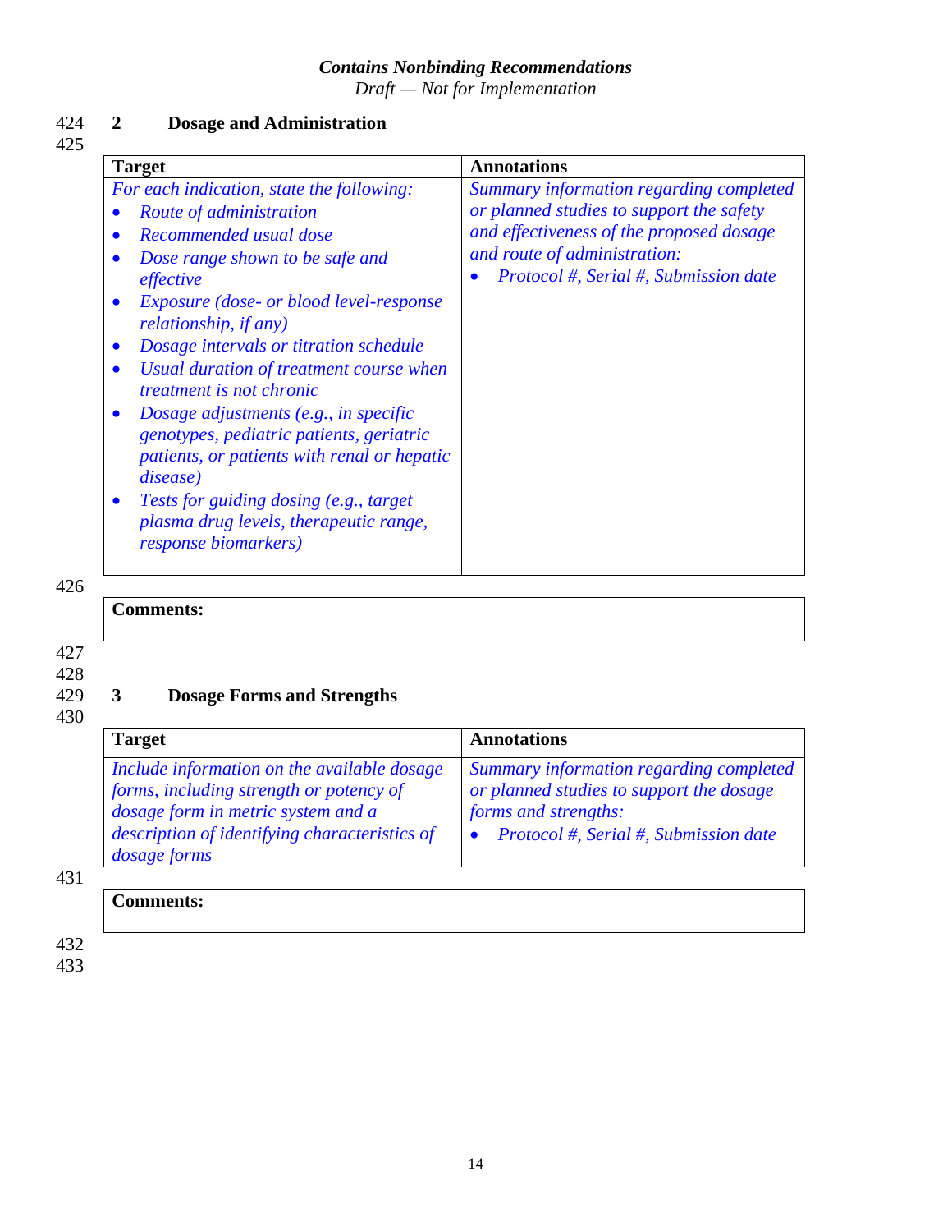## 2 Dosage and Administration

| Target | Annotations |
|---|---|
| *For each indication, state the following:*<br>• *Route of administration*<br>• *Recommended usual dose*<br>• *Dose range shown to be safe and effective*<br>• *Exposure (dose- or blood level-response relationship, if any)*<br>• *Dosage intervals or titration schedule*<br>• *Usual duration of treatment course when treatment is not chronic*<br>• *Dosage adjustments (e.g., in specific genotypes, pediatric patients, geriatric patients, or patients with renal or hepatic disease)*<br>• *Tests for guiding dosing (e.g., target plasma drug levels, therapeutic range, response biomarkers)* | *Summary information regarding completed or planned studies to support the safety and effectiveness of the proposed dosage and route of administration:*<br>• *Protocol #, Serial #, Submission date* |

| **Comments:** |
|---|
| |

## 3 Dosage Forms and Strengths

| Target | Annotations |
|---|---|
| *Include information on the available dosage forms, including strength or potency of dosage form in metric system and a description of identifying characteristics of dosage forms* | *Summary information regarding completed or planned studies to support the dosage forms and strengths:*<br>• *Protocol #, Serial #, Submission date* |

| **Comments:** |
|---|
| |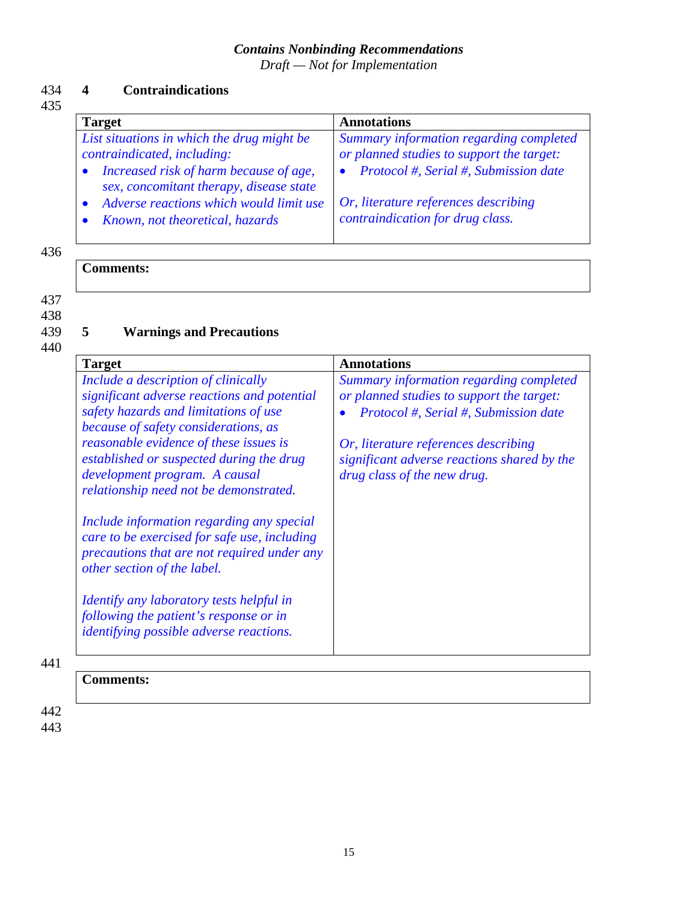## 4 Contraindications

| Target | Annotations |
|---|---|
| *List situations in which the drug might be contraindicated, including:*<br>• *Increased risk of harm because of age, sex, concomitant therapy, disease state*<br>• *Adverse reactions which would limit use*<br>• *Known, not theoretical, hazards* | *Summary information regarding completed or planned studies to support the target:*<br>• *Protocol #, Serial #, Submission date*<br><br>*Or, literature references describing contraindication for drug class.* |

| Comments: |
|---|
| |

## 5 Warnings and Precautions

| Target | Annotations |
|---|---|
| *Include a description of clinically significant adverse reactions and potential safety hazards and limitations of use because of safety considerations, as reasonable evidence of these issues is established or suspected during the drug development program. A causal relationship need not be demonstrated.*<br><br>*Include information regarding any special care to be exercised for safe use, including precautions that are not required under any other section of the label.*<br><br>*Identify any laboratory tests helpful in following the patient's response or in identifying possible adverse reactions.* | *Summary information regarding completed or planned studies to support the target:*<br>• *Protocol #, Serial #, Submission date*<br><br>*Or, literature references describing significant adverse reactions shared by the drug class of the new drug.* |

| Comments: |
|---|
| |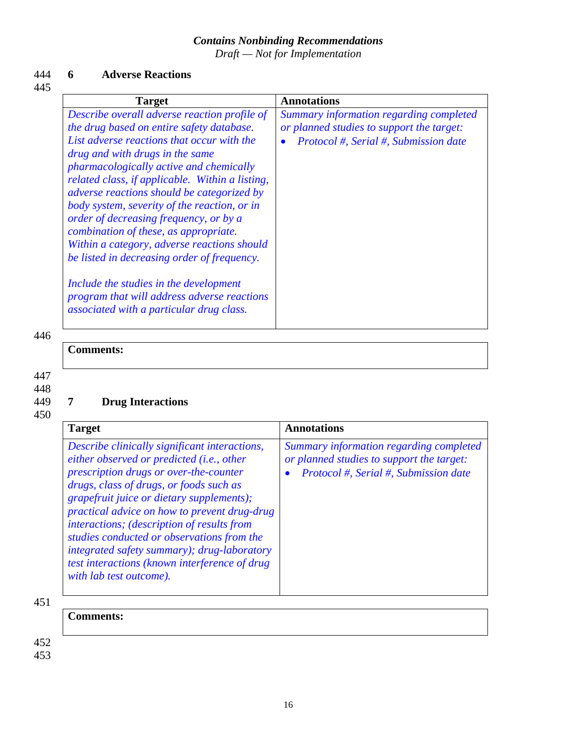## 6 Adverse Reactions

| Target | Annotations |
|---|---|
| *Describe overall adverse reaction profile of the drug based on entire safety database. List adverse reactions that occur with the drug and with drugs in the same pharmacologically active and chemically related class, if applicable. Within a listing, adverse reactions should be categorized by body system, severity of the reaction, or in order of decreasing frequency, or by a combination of these, as appropriate. Within a category, adverse reactions should be listed in decreasing order of frequency.*<br><br>*Include the studies in the development program that will address adverse reactions associated with a particular drug class.* | *Summary information regarding completed or planned studies to support the target:*<br>• *Protocol #, Serial #, Submission date* |

| **Comments:** |
|---|

## 7 Drug Interactions

| Target | Annotations |
|---|---|
| *Describe clinically significant interactions, either observed or predicted (i.e., other prescription drugs or over-the-counter drugs, class of drugs, or foods such as grapefruit juice or dietary supplements); practical advice on how to prevent drug-drug interactions; (description of results from studies conducted or observations from the integrated safety summary); drug-laboratory test interactions (known interference of drug with lab test outcome).* | *Summary information regarding completed or planned studies to support the target:*<br>• *Protocol #, Serial #, Submission date* |

| **Comments:** |
|---|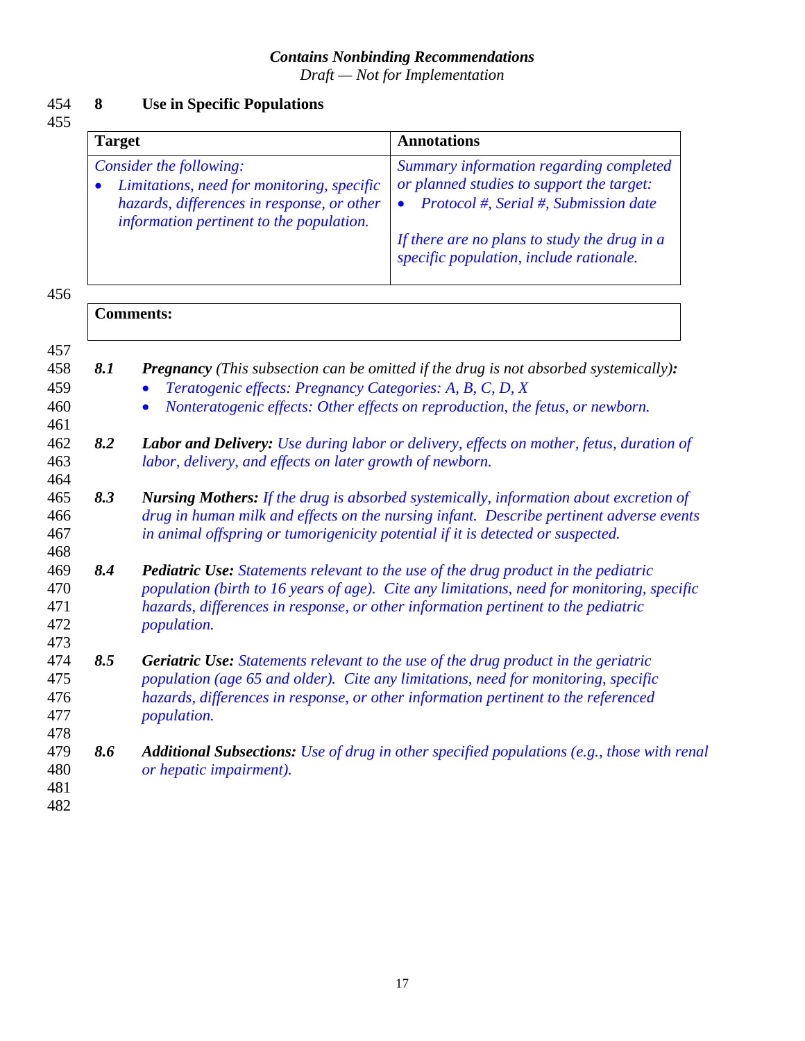## 8 Use in Specific Populations

| Target | Annotations |
|---|---|
| *Consider the following:*<br>• *Limitations, need for monitoring, specific hazards, differences in response, or other information pertinent to the population.* | *Summary information regarding completed or planned studies to support the target:*<br>• *Protocol #, Serial #, Submission date*<br><br>*If there are no plans to study the drug in a specific population, include rationale.* |

| **Comments:** |
|---|
| |

***8.1*** ***Pregnancy*** *(This subsection can be omitted if the drug is not absorbed systemically)**:***

- *Teratogenic effects: Pregnancy Categories: A, B, C, D, X*
- *Nonteratogenic effects: Other effects on reproduction, the fetus, or newborn.*

***8.2*** ***Labor and Delivery:*** *Use during labor or delivery, effects on mother, fetus, duration of labor, delivery, and effects on later growth of newborn.*

***8.3*** ***Nursing Mothers:*** *If the drug is absorbed systemically, information about excretion of drug in human milk and effects on the nursing infant. Describe pertinent adverse events in animal offspring or tumorigenicity potential if it is detected or suspected.*

***8.4*** ***Pediatric Use:*** *Statements relevant to the use of the drug product in the pediatric population (birth to 16 years of age). Cite any limitations, need for monitoring, specific hazards, differences in response, or other information pertinent to the pediatric population.*

***8.5*** ***Geriatric Use:*** *Statements relevant to the use of the drug product in the geriatric population (age 65 and older). Cite any limitations, need for monitoring, specific hazards, differences in response, or other information pertinent to the referenced population.*

***8.6*** ***Additional Subsections:*** *Use of drug in other specified populations (e.g., those with renal or hepatic impairment).*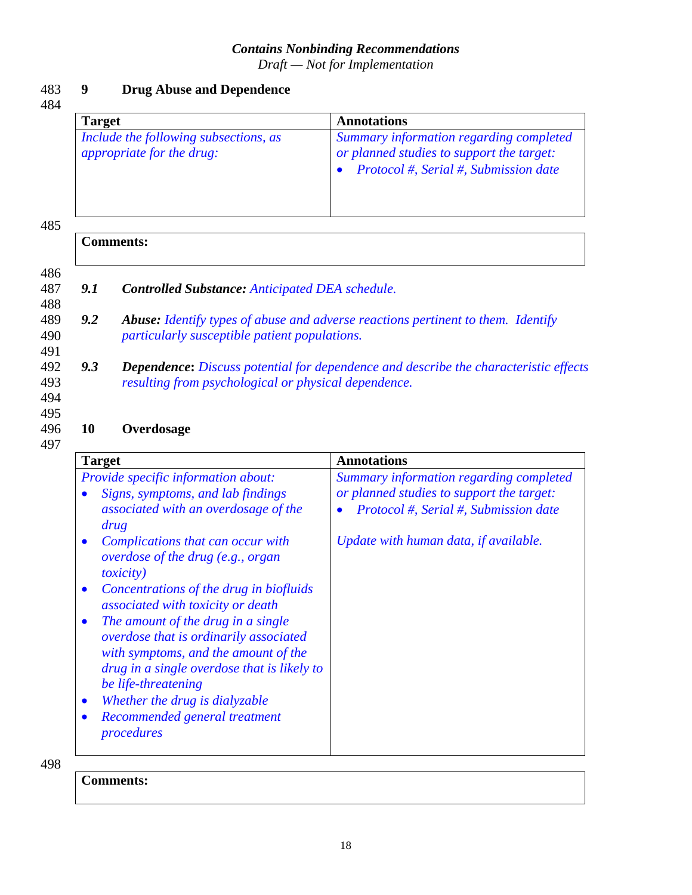## 9 Drug Abuse and Dependence

| Target | Annotations |
|---|---|
| *Include the following subsections, as appropriate for the drug:* | *Summary information regarding completed or planned studies to support the target:*<br>• *Protocol #, Serial #, Submission date* |

| **Comments:** |
|---|

***9.1 Controlled Substance:*** *Anticipated DEA schedule.*

***9.2 Abuse:*** *Identify types of abuse and adverse reactions pertinent to them. Identify particularly susceptible patient populations.*

***9.3 Dependence*****:** *Discuss potential for dependence and describe the characteristic effects resulting from psychological or physical dependence.*

## 10 Overdosage

| Target | Annotations |
|---|---|
| *Provide specific information about:*<br>• *Signs, symptoms, and lab findings associated with an overdosage of the drug*<br>• *Complications that can occur with overdose of the drug (e.g., organ toxicity)*<br>• *Concentrations of the drug in biofluids associated with toxicity or death*<br>• *The amount of the drug in a single overdose that is ordinarily associated with symptoms, and the amount of the drug in a single overdose that is likely to be life-threatening*<br>• *Whether the drug is dialyzable*<br>• *Recommended general treatment procedures* | *Summary information regarding completed or planned studies to support the target:*<br>• *Protocol #, Serial #, Submission date*<br><br>*Update with human data, if available.* |

| **Comments:** |
|---|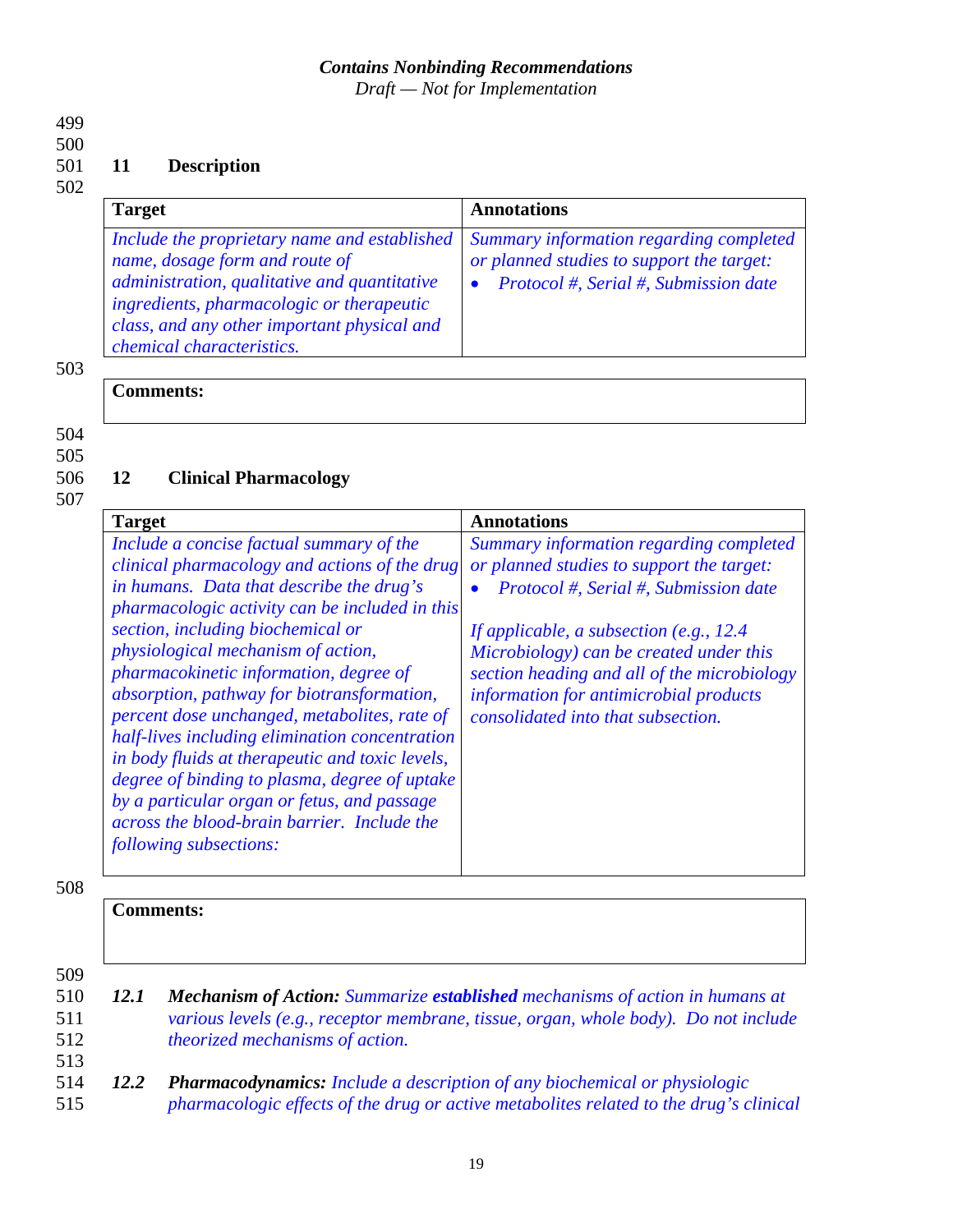## 11 Description

| Target | Annotations |
|---|---|
| *Include the proprietary name and established name, dosage form and route of administration, qualitative and quantitative ingredients, pharmacologic or therapeutic class, and any other important physical and chemical characteristics.* | *Summary information regarding completed or planned studies to support the target:*<br>• *Protocol #, Serial #, Submission date* |

| **Comments:** |
|---|
| |

## 12 Clinical Pharmacology

| Target | Annotations |
|---|---|
| *Include a concise factual summary of the clinical pharmacology and actions of the drug in humans. Data that describe the drug's pharmacologic activity can be included in this section, including biochemical or physiological mechanism of action, pharmacokinetic information, degree of absorption, pathway for biotransformation, percent dose unchanged, metabolites, rate of half-lives including elimination concentration in body fluids at therapeutic and toxic levels, degree of binding to plasma, degree of uptake by a particular organ or fetus, and passage across the blood-brain barrier. Include the following subsections:* | *Summary information regarding completed or planned studies to support the target:*<br>• *Protocol #, Serial #, Submission date*<br><br>*If applicable, a subsection (e.g., 12.4 Microbiology) can be created under this section heading and all of the microbiology information for antimicrobial products consolidated into that subsection.* |

| **Comments:** |
|---|
| |

***12.1 Mechanism of Action:*** *Summarize **established** mechanisms of action in humans at various levels (e.g., receptor membrane, tissue, organ, whole body). Do not include theorized mechanisms of action.*

***12.2 Pharmacodynamics:*** *Include a description of any biochemical or physiologic pharmacologic effects of the drug or active metabolites related to the drug's clinical*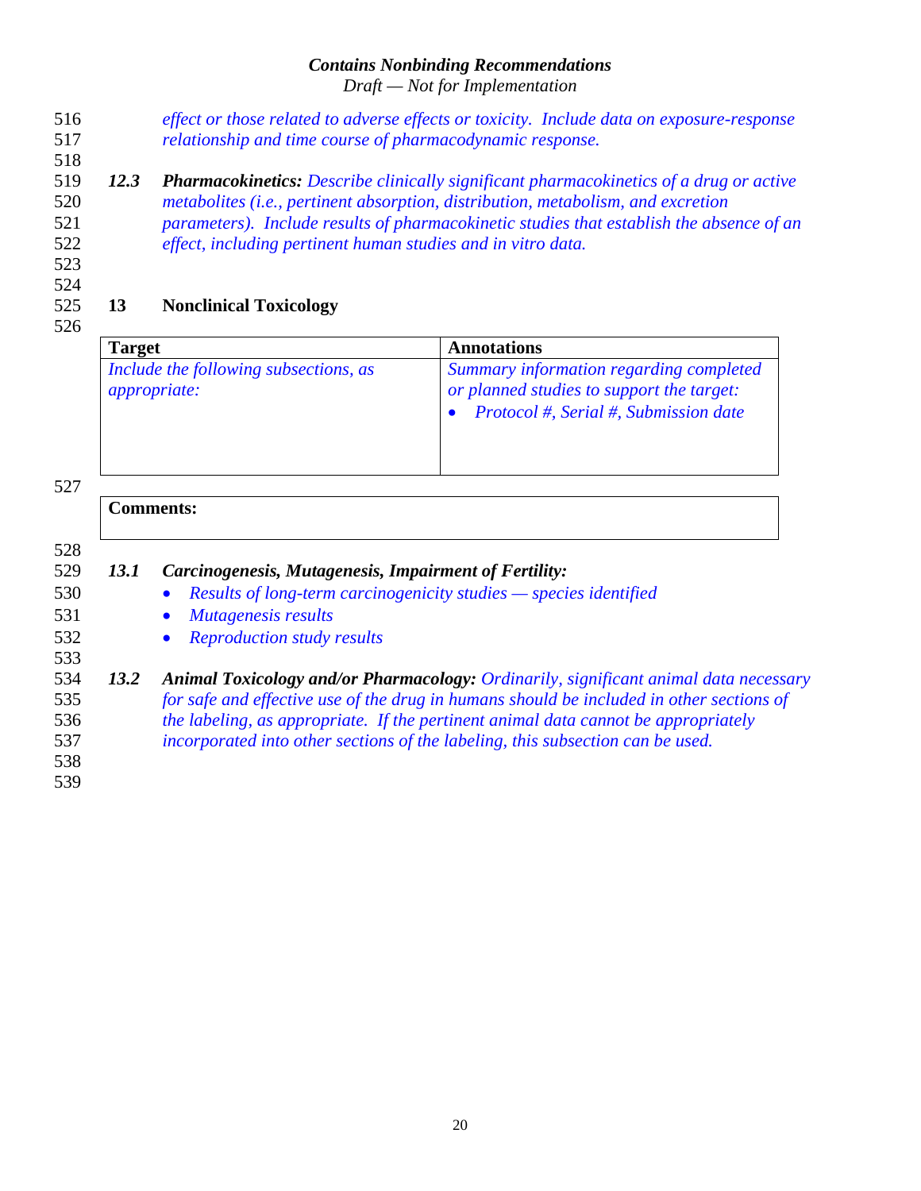*effect or those related to adverse effects or toxicity. Include data on exposure-response relationship and time course of pharmacodynamic response.*

***12.3 Pharmacokinetics:*** *Describe clinically significant pharmacokinetics of a drug or active metabolites (i.e., pertinent absorption, distribution, metabolism, and excretion parameters). Include results of pharmacokinetic studies that establish the absence of an effect, including pertinent human studies and in vitro data.*

## 13 Nonclinical Toxicology

| Target | Annotations |
|---|---|
| *Include the following subsections, as appropriate:* | *Summary information regarding completed or planned studies to support the target:* <br> • *Protocol #, Serial #, Submission date* |

| **Comments:** |
|---|
| |

***13.1 Carcinogenesis, Mutagenesis, Impairment of Fertility:***

- *Results of long-term carcinogenicity studies — species identified*
- *Mutagenesis results*
- *Reproduction study results*

***13.2 Animal Toxicology and/or Pharmacology:*** *Ordinarily, significant animal data necessary for safe and effective use of the drug in humans should be included in other sections of the labeling, as appropriate. If the pertinent animal data cannot be appropriately incorporated into other sections of the labeling, this subsection can be used.*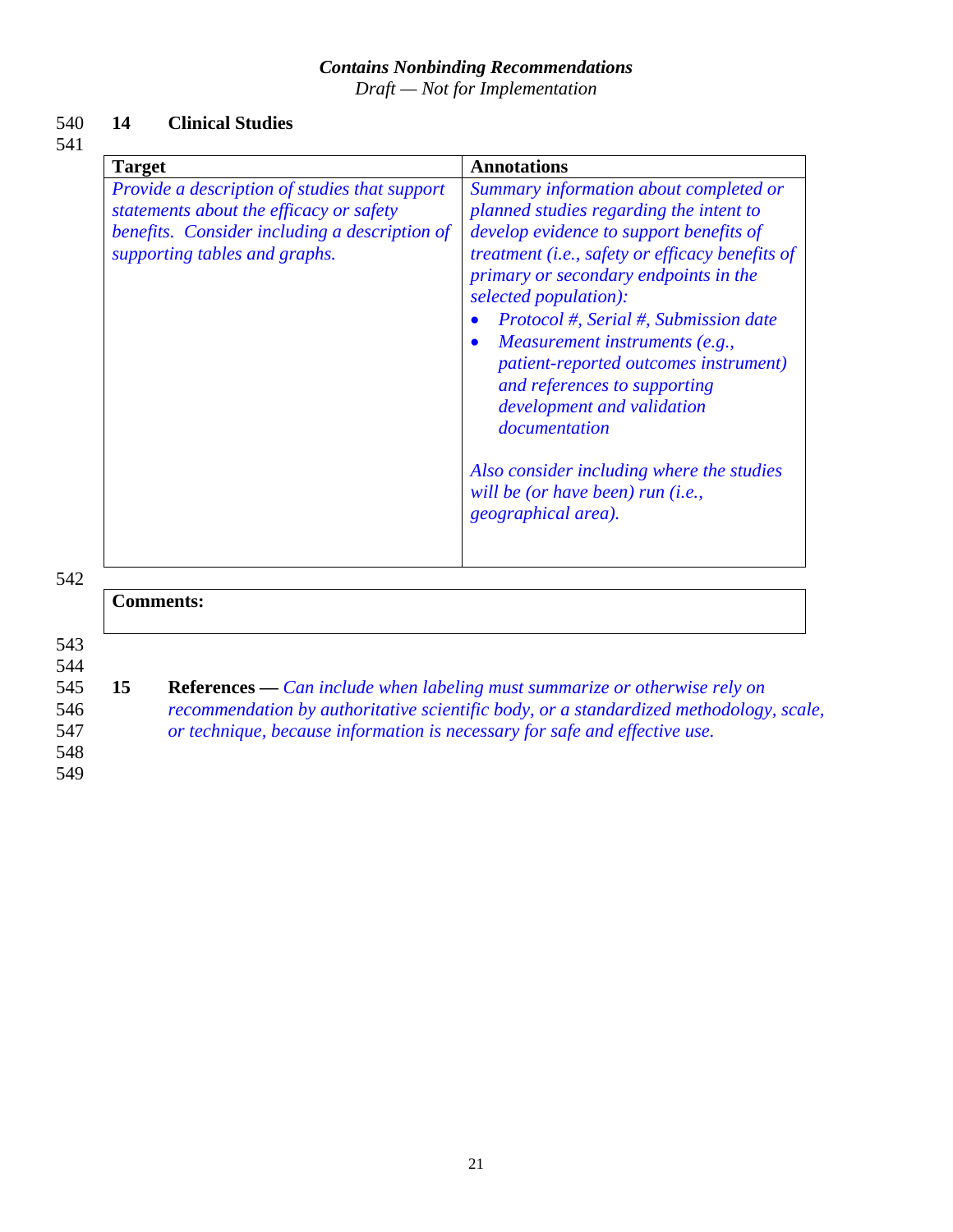## 14 Clinical Studies

| Target | Annotations |
|---|---|
| *Provide a description of studies that support statements about the efficacy or safety benefits. Consider including a description of supporting tables and graphs.* | *Summary information about completed or planned studies regarding the intent to develop evidence to support benefits of treatment (i.e., safety or efficacy benefits of primary or secondary endpoints in the selected population):*<br>• *Protocol #, Serial #, Submission date*<br>• *Measurement instruments (e.g., patient-reported outcomes instrument) and references to supporting development and validation documentation*<br><br>*Also consider including where the studies will be (or have been) run (i.e., geographical area).* |

| **Comments:** |
|---|

## 15 References — *Can include when labeling must summarize or otherwise rely on recommendation by authoritative scientific body, or a standardized methodology, scale, or technique, because information is necessary for safe and effective use.*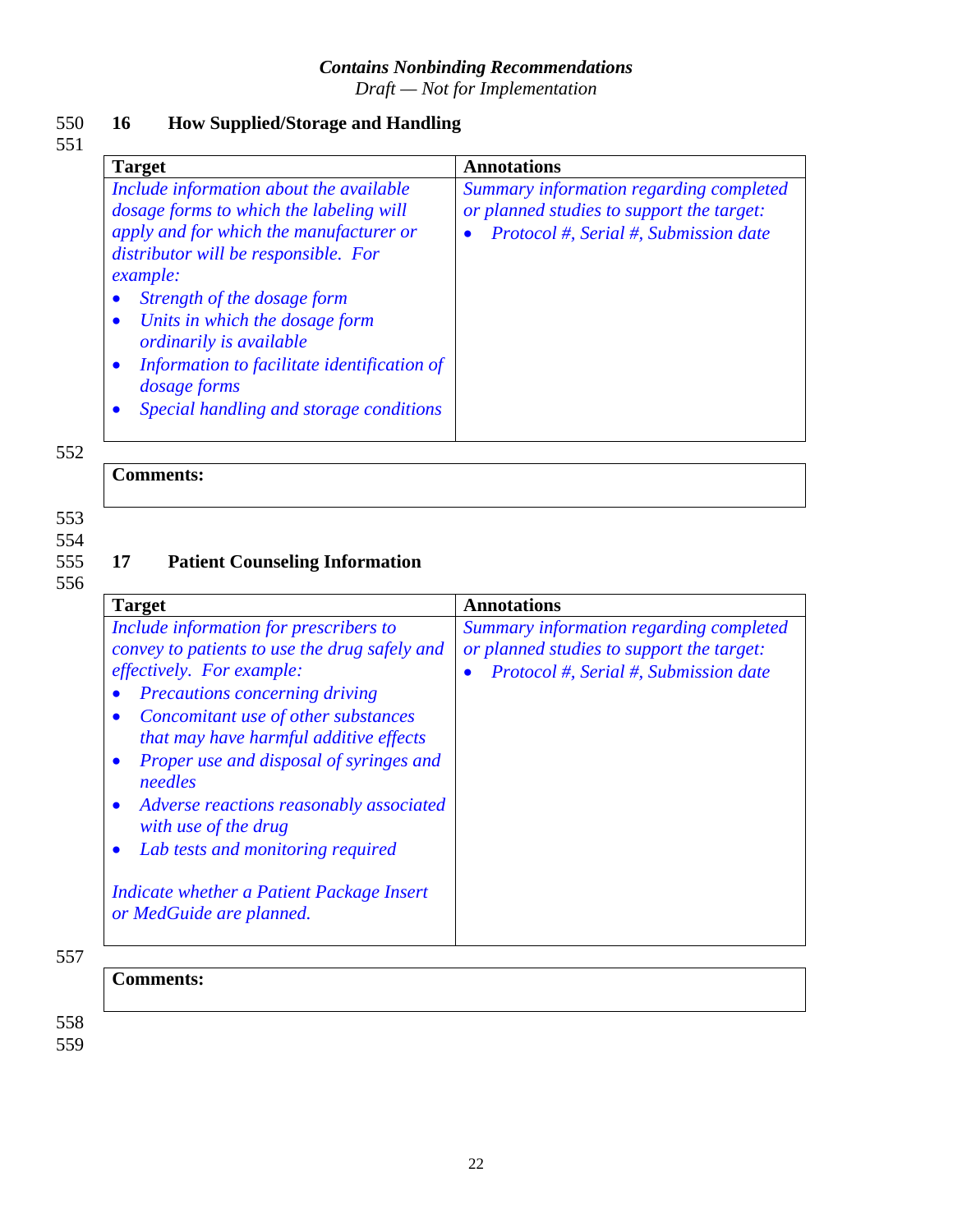## 16 How Supplied/Storage and Handling

| Target | Annotations |
|---|---|
| *Include information about the available dosage forms to which the labeling will apply and for which the manufacturer or distributor will be responsible. For example:*<br>• *Strength of the dosage form*<br>• *Units in which the dosage form ordinarily is available*<br>• *Information to facilitate identification of dosage forms*<br>• *Special handling and storage conditions* | *Summary information regarding completed or planned studies to support the target:*<br>• *Protocol #, Serial #, Submission date* |

| **Comments:** |
|---|
| |

## 17 Patient Counseling Information

| Target | Annotations |
|---|---|
| *Include information for prescribers to convey to patients to use the drug safely and effectively. For example:*<br>• *Precautions concerning driving*<br>• *Concomitant use of other substances that may have harmful additive effects*<br>• *Proper use and disposal of syringes and needles*<br>• *Adverse reactions reasonably associated with use of the drug*<br>• *Lab tests and monitoring required*<br><br>*Indicate whether a Patient Package Insert or MedGuide are planned.* | *Summary information regarding completed or planned studies to support the target:*<br>• *Protocol #, Serial #, Submission date* |

| **Comments:** |
|---|
| |